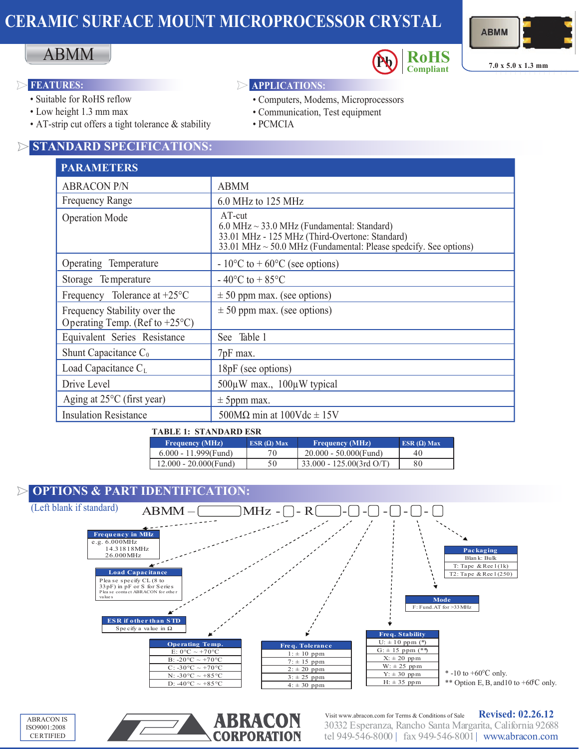# CERAMIC SURFACE MOUNT MICROPROCESSOR CRYSTAL

## ABMM

RoHS Compliant

7.0 x 5.0 x 1.3 mm

### FEATURES:

- Suitable for RoHS reflow
- Low height 1.3 mm max
- AT-strip cut offers a tight tolerance & stability

### APPLICATIONS:

- Computers, Modems, Microprocessors
- Communication, Test equipment
- PCMCIA

## STANDARD SPECIFICATIONS:

| PARAMETERS | |
|---|---|
| ABRACON P/N | ABMM |
| Frequency Range | 6.0 MHz to 125 MHz |
| Operation Mode | AT-cut<br>6.0 MHz ~ 33.0 MHz (Fundamental: Standard)<br>33.01 MHz - 125 MHz (Third-Overtone: Standard)<br>33.01 MHz ~ 50.0 MHz (Fundamental: Please spedcify. See options) |
| Operating Temperature | - 10°C to + 60°C (see options) |
| Storage Temperature | - 40°C to + 85°C |
| Frequency Tolerance at +25°C | ± 50 ppm max. (see options) |
| Frequency Stability over the Operating Temp. (Ref to +25°C) | ± 50 ppm max. (see options) |
| Equivalent Series Resistance | See Table 1 |
| Shunt Capacitance $C_0$ | 7pF max. |
| Load Capacitance $C_L$ | 18pF (see options) |
| Drive Level | 500µW max., 100µW typical |
| Aging at 25°C (first year) | ± 5ppm max. |
| Insulation Resistance | 500MΩ min at 100Vdc ± 15V |

**TABLE 1: STANDARD ESR**

| Frequency (MHz) | ESR (Ω) Max | Frequency (MHz) | ESR (Ω) Max |
|---|---|---|---|
| 6.000 - 11.999(Fund) | 70 | 20.000 - 50.000(Fund) | 40 |
| 12.000 - 20.000(Fund) | 50 | 33.000 - 125.00(3rd O/T) | 80 |

## OPTIONS & PART IDENTIFICATION:

(Left blank if standard)

ABMM – [ ]MHz - [ ] - R[ ] - [ ] - [ ] - [ ] - [ ] - [ ]

**Frequency in MHz**
e.g. 6.000MHz
14.31818MHz
26.000MHz

**Load Capacitance**
Please specify CL (8 to 33pF) in pF or S for Series
Please contact ABRACON for other values

**ESR if other than STD**
Specify a value in Ω

| Operating Temp. |
|---|
| E: 0°C ~ +70°C |
| B: -20°C ~ +70°C |
| C: -30°C ~ +70°C |
| N: -30°C ~ +85°C |
| D: -40°C ~ +85°C |

| Freq. Tolerance |
|---|
| 1: ± 10 ppm |
| 7: ± 15 ppm |
| 2: ± 20 ppm |
| 3: ± 25 ppm |
| 4: ± 30 ppm |

| Freq. Stability |
|---|
| U: ± 10 ppm (*) |
| G: ± 15 ppm (**) |
| X: ± 20 ppm |
| W: ± 25 ppm |
| Y: ± 30 ppm |
| H: ± 35 ppm |

| Mode |
|---|
| F: Fund.AT for >33MHz |

| Packaging |
|---|
| Blank: Bulk |
| T: Tape & Reel (1k) |
| T2: Tape & Reel (250) |

\* -10 to +60°C only.
\*\* Option E, B, and10 to +60°C only.

ABRACON IS ISO9001:2008 CERTIFIED

ABRACON CORPORATION

Visit www.abracon.com for Terms & Conditions of Sale

Revised: 02.26.12

30332 Esperanza, Rancho Santa Margarita, California 92688
tel 949-546-8000 | fax 949-546-8001 | www.abracon.com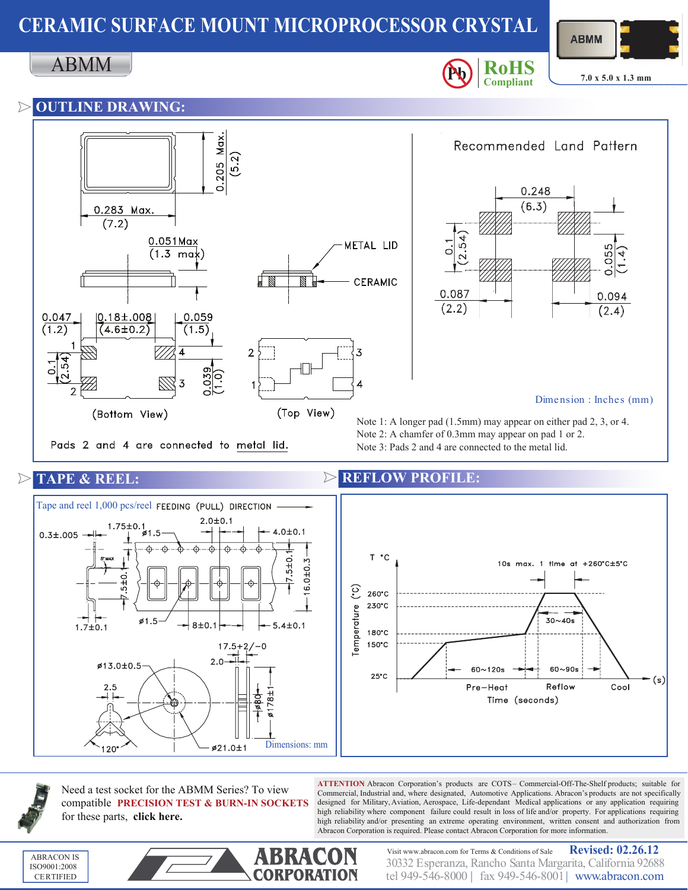# CERAMIC SURFACE MOUNT MICROPROCESSOR CRYSTAL

## ABMM

RoHS Compliant

7.0 x 5.0 x 1.3 mm

## OUTLINE DRAWING:

0.205 Max. (5.2)
0.283 Max. (7.2)
0.051Max (1.3 max)
METAL LID
CERAMIC
0.047 (1.2)
0.18±.008 (4.6±0.2)
0.059 (1.5)
0.1 (2.54)
0.039 (1.0)
1 2 3 4
(Bottom View)
(Top View)

Pads 2 and 4 are connected to metal lid.

Recommended Land Pattern

0.248 (6.3)
0.1 (2.54)
0.055 (1.4)
0.087 (2.2)
0.094 (2.4)

Dimension : Inches (mm)

Note 1: A longer pad (1.5mm) may appear on either pad 2, 3, or 4.
Note 2: A chamfer of 0.3mm may appear on pad 1 or 2.
Note 3: Pads 2 and 4 are connected to the metal lid.

## TAPE & REEL:

Tape and reel 1,000 pcs/reel

FEEDING (PULL) DIRECTION

0.3±.005
1.75±0.1
ø1.5
2.0±0.1
4.0±0.1
5°MAX
7.5±0.1
7.5±0.1
16.0±0.3
1.7±0.1
ø1.5
8±0.1
5.4±0.1
17.5+2/−0
2.0
ø13.0±0.5
2.5
ø80
ø178±1
120°
ø21.0±1

Dimensions: mm

## REFLOW PROFILE:

T °C
10s max. 1 time at +260°C±5°C
Temperature (°C)
260°C
230°C
30~40s
180°C
150°C
25°C
60~120s
60~90s
Pre-Heat
Reflow
Cool
(s)
Time (seconds)

Need a test socket for the ABMM Series? To view compatible **PRECISION TEST & BURN-IN SOCKETS** for these parts, **click here.**

**ATTENTION** Abracon Corporation's products are COTS – Commercial-Off-The-Shelf products; suitable for Commercial, Industrial and, where designated, Automotive Applications. Abracon's products are not specifically designed for Military, Aviation, Aerospace, Life-dependant Medical applications or any application requiring high reliability where component failure could result in loss of life and/or property. For applications requiring high reliability and/or presenting an extreme operating environment, written consent and authorization from Abracon Corporation is required. Please contact Abracon Corporation for more information.

ABRACON IS ISO9001:2008 CERTIFIED

ABRACON CORPORATION

Visit www.abracon.com for Terms & Conditions of Sale

**Revised: 02.26.12**

30332 Esperanza, Rancho Santa Margarita, California 92688
tel 949-546-8000 | fax 949-546-8001 | www.abracon.com